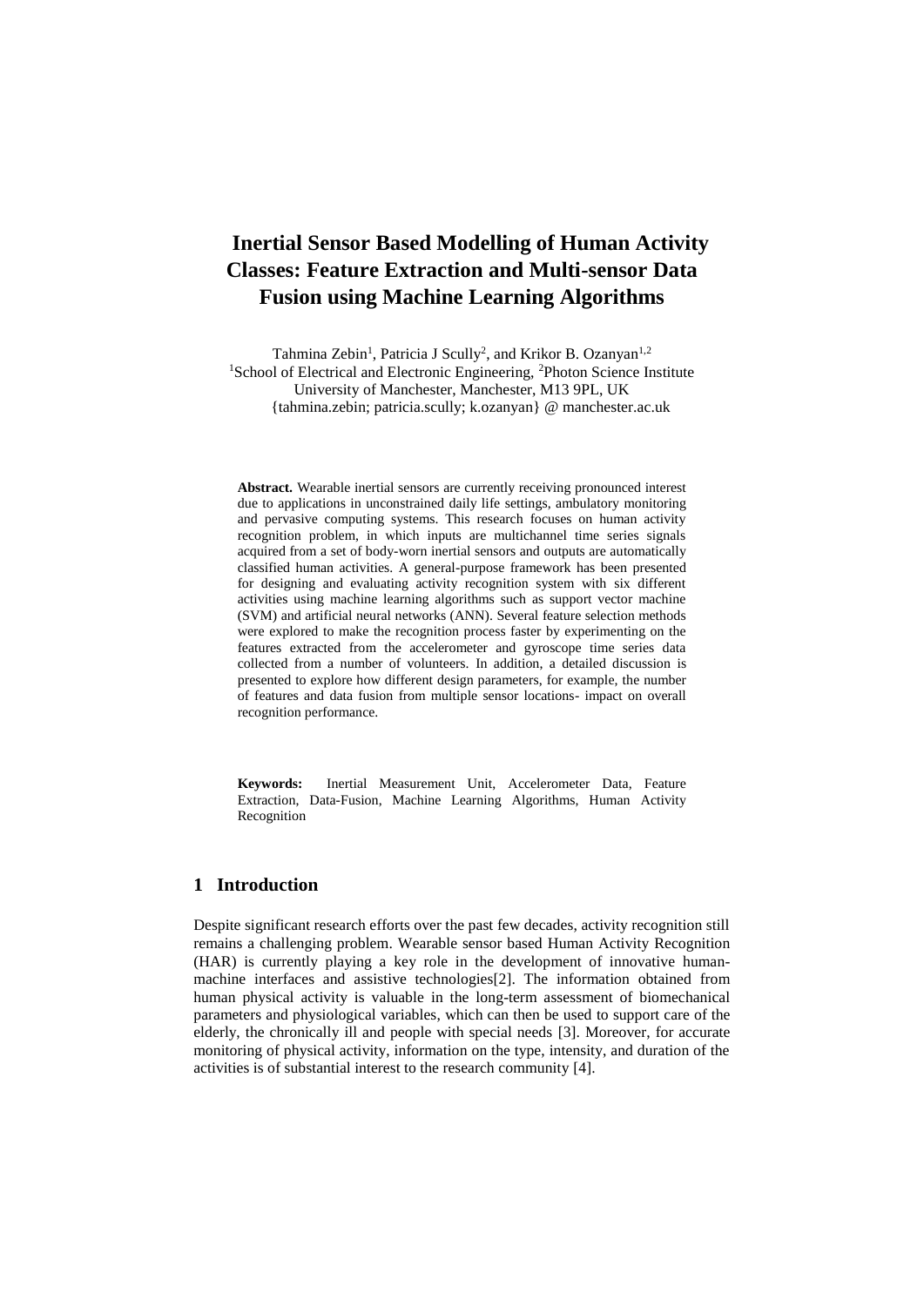# Inertial Sensor Based Modelling of Human Activity Classes: Feature Extraction and Multi-sensor Data Fusion using Machine Learning Algorithms

Tahmina Zebin[1], Patricia J Scully[2], and Krikor B. Ozanyan[1,2]
[1]School of Electrical and Electronic Engineering, [2]Photon Science Institute
University of Manchester, Manchester, M13 9PL, UK
{tahmina.zebin; patricia.scully; k.ozanyan} @ manchester.ac.uk

**Abstract.** Wearable inertial sensors are currently receiving pronounced interest due to applications in unconstrained daily life settings, ambulatory monitoring and pervasive computing systems. This research focuses on human activity recognition problem, in which inputs are multichannel time series signals acquired from a set of body-worn inertial sensors and outputs are automatically classified human activities. A general-purpose framework has been presented for designing and evaluating activity recognition system with six different activities using machine learning algorithms such as support vector machine (SVM) and artificial neural networks (ANN). Several feature selection methods were explored to make the recognition process faster by experimenting on the features extracted from the accelerometer and gyroscope time series data collected from a number of volunteers. In addition, a detailed discussion is presented to explore how different design parameters, for example, the number of features and data fusion from multiple sensor locations- impact on overall recognition performance.

**Keywords:** Inertial Measurement Unit, Accelerometer Data, Feature Extraction, Data-Fusion, Machine Learning Algorithms, Human Activity Recognition

## 1 Introduction

Despite significant research efforts over the past few decades, activity recognition still remains a challenging problem. Wearable sensor based Human Activity Recognition (HAR) is currently playing a key role in the development of innovative human-machine interfaces and assistive technologies[2]. The information obtained from human physical activity is valuable in the long-term assessment of biomechanical parameters and physiological variables, which can then be used to support care of the elderly, the chronically ill and people with special needs [3]. Moreover, for accurate monitoring of physical activity, information on the type, intensity, and duration of the activities is of substantial interest to the research community [4].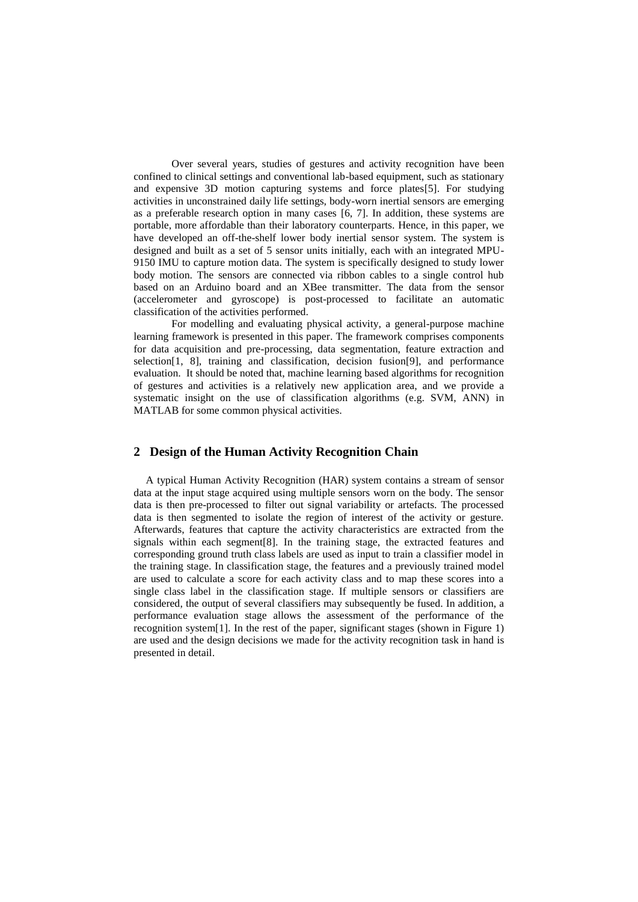Over several years, studies of gestures and activity recognition have been confined to clinical settings and conventional lab-based equipment, such as stationary and expensive 3D motion capturing systems and force plates[5]. For studying activities in unconstrained daily life settings, body-worn inertial sensors are emerging as a preferable research option in many cases [6, 7]. In addition, these systems are portable, more affordable than their laboratory counterparts. Hence, in this paper, we have developed an off-the-shelf lower body inertial sensor system. The system is designed and built as a set of 5 sensor units initially, each with an integrated MPU-9150 IMU to capture motion data. The system is specifically designed to study lower body motion. The sensors are connected via ribbon cables to a single control hub based on an Arduino board and an XBee transmitter. The data from the sensor (accelerometer and gyroscope) is post-processed to facilitate an automatic classification of the activities performed.

For modelling and evaluating physical activity, a general-purpose machine learning framework is presented in this paper. The framework comprises components for data acquisition and pre-processing, data segmentation, feature extraction and selection[1, 8], training and classification, decision fusion[9], and performance evaluation. It should be noted that, machine learning based algorithms for recognition of gestures and activities is a relatively new application area, and we provide a systematic insight on the use of classification algorithms (e.g. SVM, ANN) in MATLAB for some common physical activities.

## 2 Design of the Human Activity Recognition Chain

A typical Human Activity Recognition (HAR) system contains a stream of sensor data at the input stage acquired using multiple sensors worn on the body. The sensor data is then pre-processed to filter out signal variability or artefacts. The processed data is then segmented to isolate the region of interest of the activity or gesture. Afterwards, features that capture the activity characteristics are extracted from the signals within each segment[8]. In the training stage, the extracted features and corresponding ground truth class labels are used as input to train a classifier model in the training stage. In classification stage, the features and a previously trained model are used to calculate a score for each activity class and to map these scores into a single class label in the classification stage. If multiple sensors or classifiers are considered, the output of several classifiers may subsequently be fused. In addition, a performance evaluation stage allows the assessment of the performance of the recognition system[1]. In the rest of the paper, significant stages (shown in Figure 1) are used and the design decisions we made for the activity recognition task in hand is presented in detail.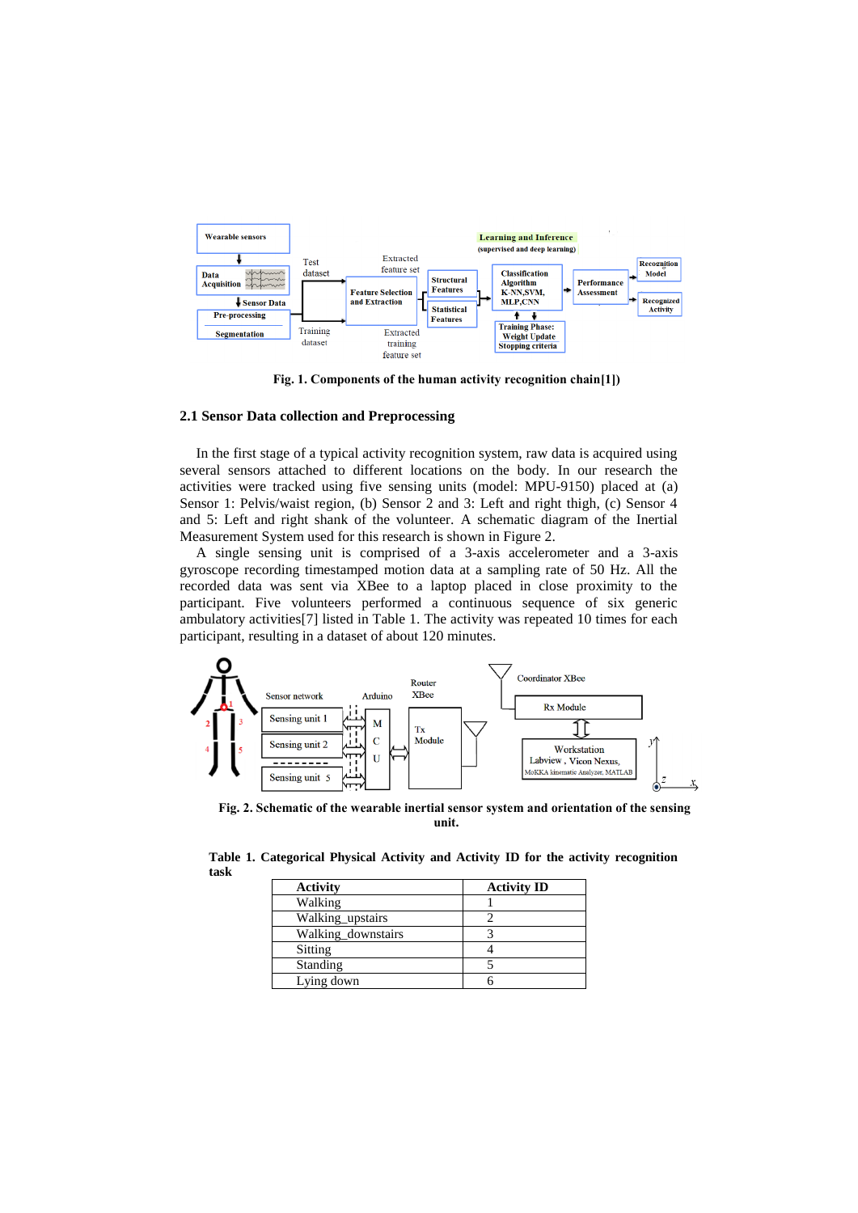**Fig. 1. Components of the human activity recognition chain[1])**

## 2.1 Sensor Data collection and Preprocessing

In the first stage of a typical activity recognition system, raw data is acquired using several sensors attached to different locations on the body. In our research the activities were tracked using five sensing units (model: MPU-9150) placed at (a) Sensor 1: Pelvis/waist region, (b) Sensor 2 and 3: Left and right thigh, (c) Sensor 4 and 5: Left and right shank of the volunteer. A schematic diagram of the Inertial Measurement System used for this research is shown in Figure 2.

A single sensing unit is comprised of a 3-axis accelerometer and a 3-axis gyroscope recording timestamped motion data at a sampling rate of 50 Hz. All the recorded data was sent via XBee to a laptop placed in close proximity to the participant. Five volunteers performed a continuous sequence of six generic ambulatory activities[7] listed in Table 1. The activity was repeated 10 times for each participant, resulting in a dataset of about 120 minutes.

**Fig. 2. Schematic of the wearable inertial sensor system and orientation of the sensing unit.**

**Table 1. Categorical Physical Activity and Activity ID for the activity recognition task**

| Activity | Activity ID |
|---|---|
| Walking | 1 |
| Walking_upstairs | 2 |
| Walking_downstairs | 3 |
| Sitting | 4 |
| Standing | 5 |
| Lying down | 6 |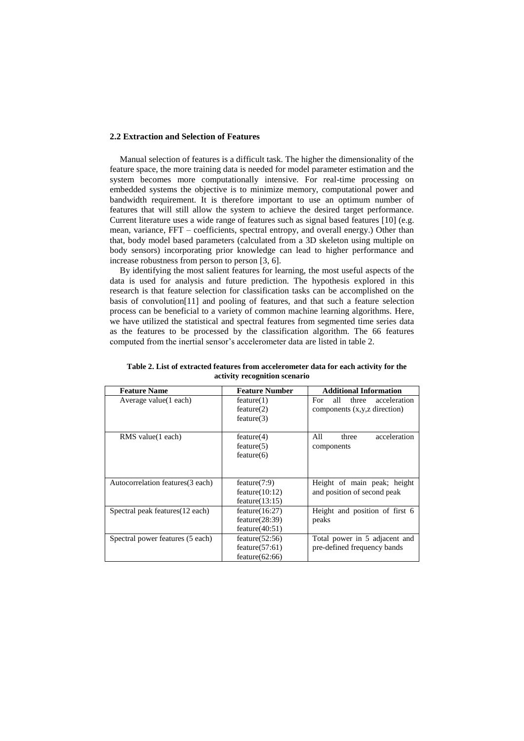### 2.2 Extraction and Selection of Features

Manual selection of features is a difficult task. The higher the dimensionality of the feature space, the more training data is needed for model parameter estimation and the system becomes more computationally intensive. For real-time processing on embedded systems the objective is to minimize memory, computational power and bandwidth requirement. It is therefore important to use an optimum number of features that will still allow the system to achieve the desired target performance. Current literature uses a wide range of features such as signal based features [10] (e.g. mean, variance, FFT – coefficients, spectral entropy, and overall energy.) Other than that, body model based parameters (calculated from a 3D skeleton using multiple on body sensors) incorporating prior knowledge can lead to higher performance and increase robustness from person to person [3, 6].

By identifying the most salient features for learning, the most useful aspects of the data is used for analysis and future prediction. The hypothesis explored in this research is that feature selection for classification tasks can be accomplished on the basis of convolution[11] and pooling of features, and that such a feature selection process can be beneficial to a variety of common machine learning algorithms. Here, we have utilized the statistical and spectral features from segmented time series data as the features to be processed by the classification algorithm. The 66 features computed from the inertial sensor's accelerometer data are listed in table 2.

**Table 2. List of extracted features from accelerometer data for each activity for the activity recognition scenario**

| Feature Name | Feature Number | Additional Information |
|---|---|---|
| Average value(1 each) | feature(1)<br>feature(2)<br>feature(3) | For all three acceleration components (x,y,z direction) |
| RMS value(1 each) | feature(4)<br>feature(5)<br>feature(6) | All three acceleration components |
| Autocorrelation features(3 each) | feature(7:9)<br>feature(10:12)<br>feature(13:15) | Height of main peak; height and position of second peak |
| Spectral peak features(12 each) | feature(16:27)<br>feature(28:39)<br>feature(40:51) | Height and position of first 6 peaks |
| Spectral power features (5 each) | feature(52:56)<br>feature(57:61)<br>feature(62:66) | Total power in 5 adjacent and pre-defined frequency bands |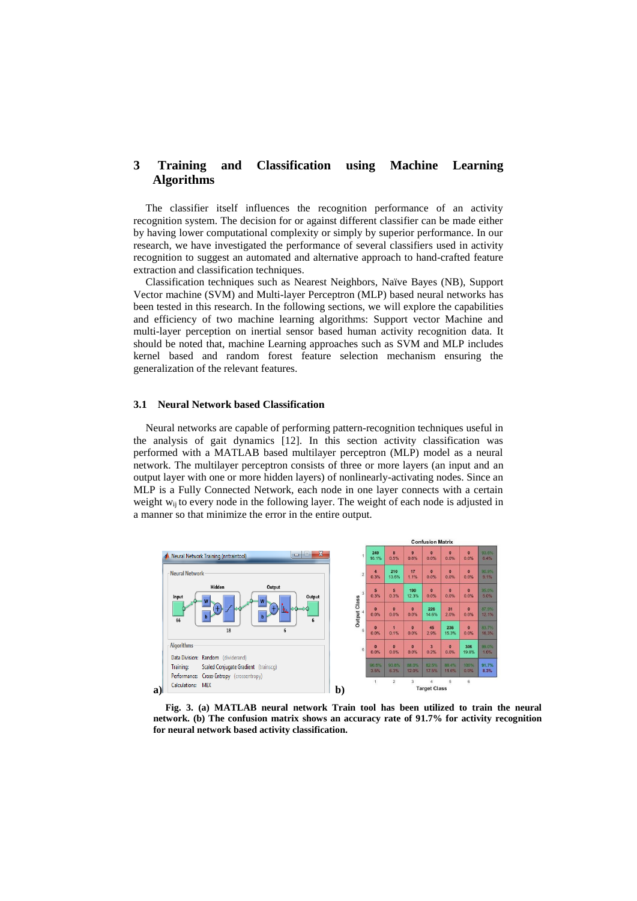## 3 Training and Classification using Machine Learning Algorithms

The classifier itself influences the recognition performance of an activity recognition system. The decision for or against different classifier can be made either by having lower computational complexity or simply by superior performance. In our research, we have investigated the performance of several classifiers used in activity recognition to suggest an automated and alternative approach to hand-crafted feature extraction and classification techniques.

Classification techniques such as Nearest Neighbors, Naïve Bayes (NB), Support Vector machine (SVM) and Multi-layer Perceptron (MLP) based neural networks has been tested in this research. In the following sections, we will explore the capabilities and efficiency of two machine learning algorithms: Support vector Machine and multi-layer perception on inertial sensor based human activity recognition data. It should be noted that, machine Learning approaches such as SVM and MLP includes kernel based and random forest feature selection mechanism ensuring the generalization of the relevant features.

### 3.1 Neural Network based Classification

Neural networks are capable of performing pattern-recognition techniques useful in the analysis of gait dynamics [12]. In this section activity classification was performed with a MATLAB based multilayer perceptron (MLP) model as a neural network. The multilayer perceptron consists of three or more layers (an input and an output layer with one or more hidden layers) of nonlinearly-activating nodes. Since an MLP is a Fully Connected Network, each node in one layer connects with a certain weight $w_{ij}$ to every node in the following layer. The weight of each node is adjusted in a manner so that minimize the error in the entire output.

**Fig. 3. (a) MATLAB neural network Train tool has been utilized to train the neural network. (b) The confusion matrix shows an accuracy rate of 91.7% for activity recognition for neural network based activity classification.**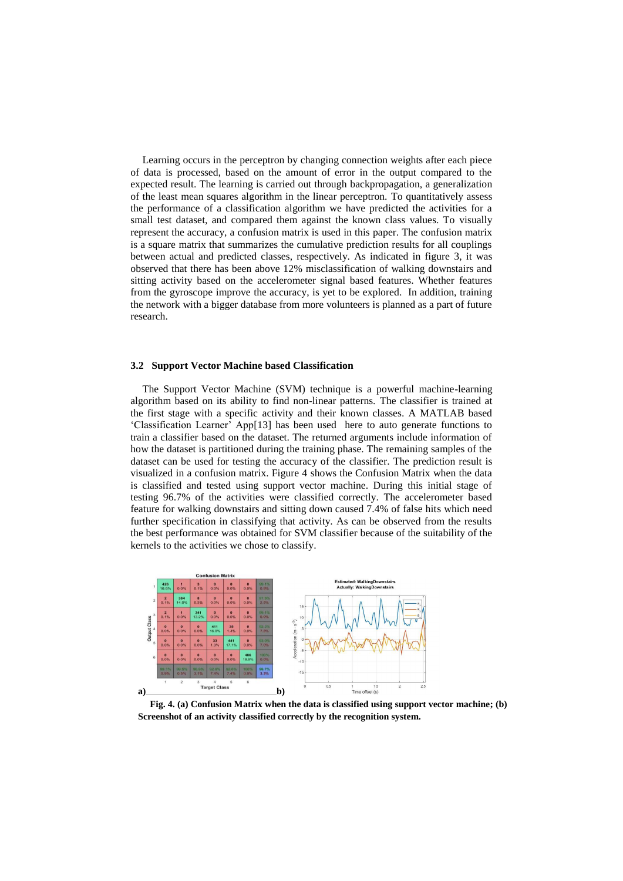Learning occurs in the perceptron by changing connection weights after each piece of data is processed, based on the amount of error in the output compared to the expected result. The learning is carried out through backpropagation, a generalization of the least mean squares algorithm in the linear perceptron. To quantitatively assess the performance of a classification algorithm we have predicted the activities for a small test dataset, and compared them against the known class values. To visually represent the accuracy, a confusion matrix is used in this paper. The confusion matrix is a square matrix that summarizes the cumulative prediction results for all couplings between actual and predicted classes, respectively. As indicated in figure 3, it was observed that there has been above 12% misclassification of walking downstairs and sitting activity based on the accelerometer signal based features. Whether features from the gyroscope improve the accuracy, is yet to be explored. In addition, training the network with a bigger database from more volunteers is planned as a part of future research.

### 3.2 Support Vector Machine based Classification

The Support Vector Machine (SVM) technique is a powerful machine-learning algorithm based on its ability to find non-linear patterns. The classifier is trained at the first stage with a specific activity and their known classes. A MATLAB based 'Classification Learner' App[13] has been used here to auto generate functions to train a classifier based on the dataset. The returned arguments include information of how the dataset is partitioned during the training phase. The remaining samples of the dataset can be used for testing the accuracy of the classifier. The prediction result is visualized in a confusion matrix. Figure 4 shows the Confusion Matrix when the data is classified and tested using support vector machine. During this initial stage of testing 96.7% of the activities were classified correctly. The accelerometer based feature for walking downstairs and sitting down caused 7.4% of false hits which need further specification in classifying that activity. As can be observed from the results the best performance was obtained for SVM classifier because of the suitability of the kernels to the activities we chose to classify.

**Fig. 4. (a) Confusion Matrix when the data is classified using support vector machine; (b) Screenshot of an activity classified correctly by the recognition system.**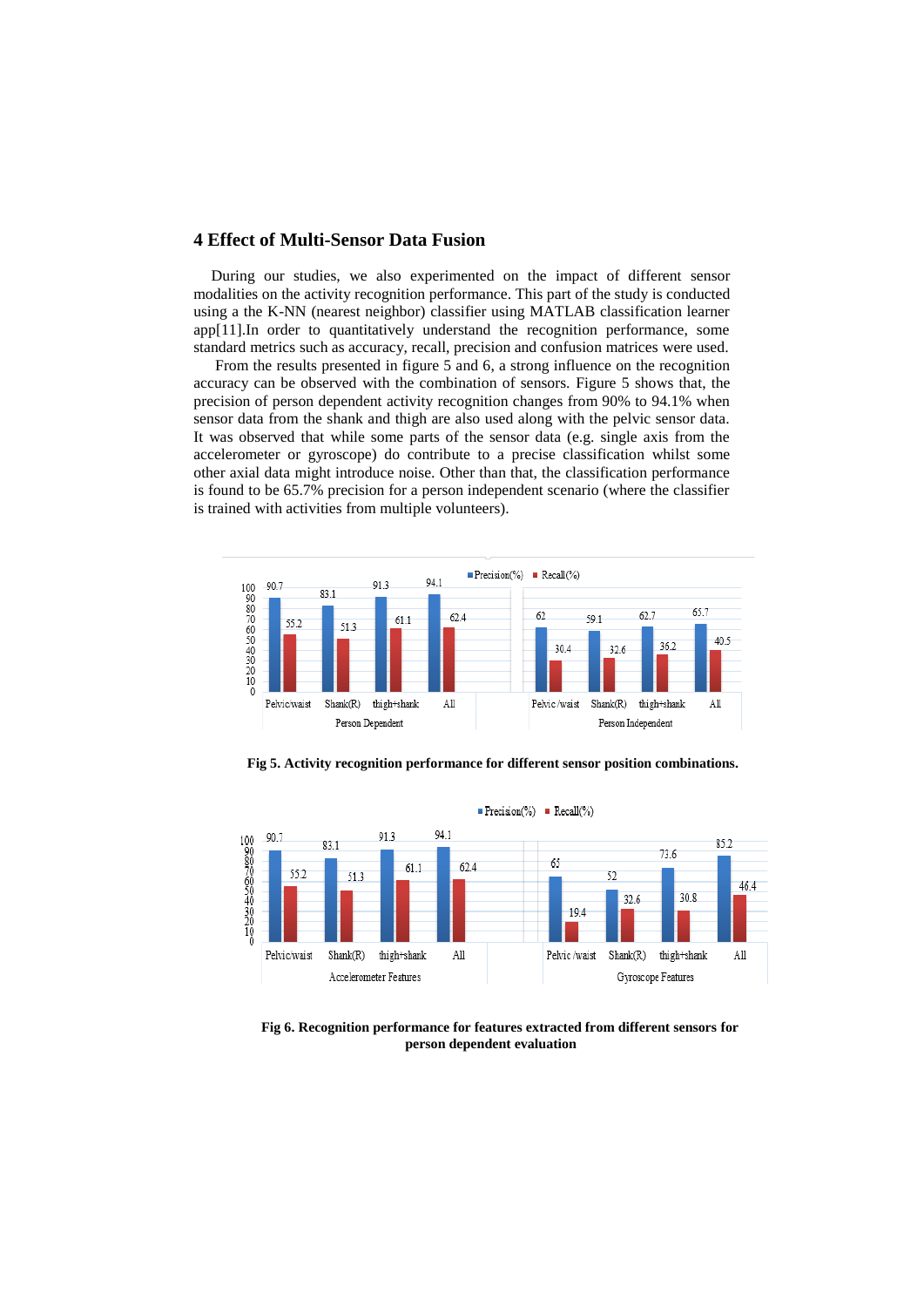## 4 Effect of Multi-Sensor Data Fusion

During our studies, we also experimented on the impact of different sensor modalities on the activity recognition performance. This part of the study is conducted using a the K-NN (nearest neighbor) classifier using MATLAB classification learner app[11].In order to quantitatively understand the recognition performance, some standard metrics such as accuracy, recall, precision and confusion matrices were used.

From the results presented in figure 5 and 6, a strong influence on the recognition accuracy can be observed with the combination of sensors. Figure 5 shows that, the precision of person dependent activity recognition changes from 90% to 94.1% when sensor data from the shank and thigh are also used along with the pelvic sensor data. It was observed that while some parts of the sensor data (e.g. single axis from the accelerometer or gyroscope) do contribute to a precise classification whilst some other axial data might introduce noise. Other than that, the classification performance is found to be 65.7% precision for a person independent scenario (where the classifier is trained with activities from multiple volunteers).

| | Pelvic/waist | Shank(R) | thigh+shank | All |
|---|---|---|---|---|
| **Person Dependent** – Precision(%) | 90.7 | 83.1 | 91.3 | 94.1 |
| **Person Dependent** – Recall(%) | 55.2 | 51.3 | 61.1 | 62.4 |
| **Person Independent** – Precision(%) | 62 | 59.1 | 62.7 | 65.7 |
| **Person Independent** – Recall(%) | 30.4 | 32.6 | 36.2 | 40.5 |

**Fig 5. Activity recognition performance for different sensor position combinations.**

| | Pelvic/waist | Shank(R) | thigh+shank | All |
|---|---|---|---|---|
| **Accelerometer Features** – Precision(%) | 90.7 | 83.1 | 91.3 | 94.1 |
| **Accelerometer Features** – Recall(%) | 55.2 | 51.3 | 61.1 | 62.4 |
| **Gyroscope Features** – Precision(%) | 65 | 52 | 73.6 | 85.2 |
| **Gyroscope Features** – Recall(%) | 19.4 | 32.6 | 30.8 | 46.4 |

**Fig 6. Recognition performance for features extracted from different sensors for person dependent evaluation**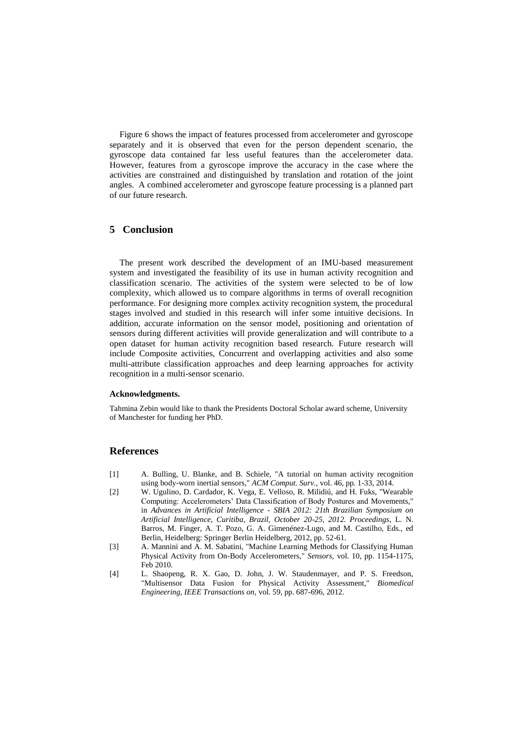Figure 6 shows the impact of features processed from accelerometer and gyroscope separately and it is observed that even for the person dependent scenario, the gyroscope data contained far less useful features than the accelerometer data. However, features from a gyroscope improve the accuracy in the case where the activities are constrained and distinguished by translation and rotation of the joint angles. A combined accelerometer and gyroscope feature processing is a planned part of our future research.

## 5 Conclusion

The present work described the development of an IMU-based measurement system and investigated the feasibility of its use in human activity recognition and classification scenario. The activities of the system were selected to be of low complexity, which allowed us to compare algorithms in terms of overall recognition performance. For designing more complex activity recognition system, the procedural stages involved and studied in this research will infer some intuitive decisions. In addition, accurate information on the sensor model, positioning and orientation of sensors during different activities will provide generalization and will contribute to a open dataset for human activity recognition based research. Future research will include Composite activities, Concurrent and overlapping activities and also some multi-attribute classification approaches and deep learning approaches for activity recognition in a multi-sensor scenario.

**Acknowledgments.**

Tahmina Zebin would like to thank the Presidents Doctoral Scholar award scheme, University of Manchester for funding her PhD.

## References

[1] A. Bulling, U. Blanke, and B. Schiele, "A tutorial on human activity recognition using body-worn inertial sensors," *ACM Comput. Surv.,* vol. 46, pp. 1-33, 2014.

[2] W. Ugulino, D. Cardador, K. Vega, E. Velloso, R. Milidiú, and H. Fuks, "Wearable Computing: Accelerometers' Data Classification of Body Postures and Movements," in *Advances in Artificial Intelligence - SBIA 2012: 21th Brazilian Symposium on Artificial Intelligence, Curitiba, Brazil, October 20-25, 2012. Proceedings*, L. N. Barros, M. Finger, A. T. Pozo, G. A. Gimenénez-Lugo, and M. Castilho, Eds., ed Berlin, Heidelberg: Springer Berlin Heidelberg, 2012, pp. 52-61.

[3] A. Mannini and A. M. Sabatini, "Machine Learning Methods for Classifying Human Physical Activity from On-Body Accelerometers," *Sensors*, vol. 10, pp. 1154-1175, Feb 2010.

[4] L. Shaopeng, R. X. Gao, D. John, J. W. Staudenmayer, and P. S. Freedson, "Multisensor Data Fusion for Physical Activity Assessment," *Biomedical Engineering, IEEE Transactions on*, vol. 59, pp. 687-696, 2012.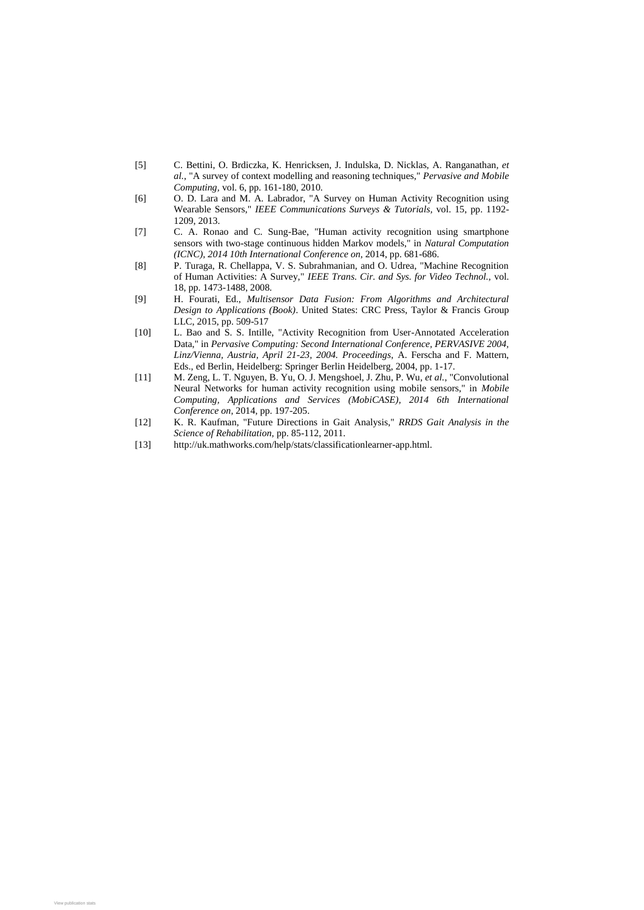[5] C. Bettini, O. Brdiczka, K. Henricksen, J. Indulska, D. Nicklas, A. Ranganathan, *et al.*, "A survey of context modelling and reasoning techniques," *Pervasive and Mobile Computing,* vol. 6, pp. 161-180, 2010.

[6] O. D. Lara and M. A. Labrador, "A Survey on Human Activity Recognition using Wearable Sensors," *IEEE Communications Surveys & Tutorials,* vol. 15, pp. 1192-1209, 2013.

[7] C. A. Ronao and C. Sung-Bae, "Human activity recognition using smartphone sensors with two-stage continuous hidden Markov models," in *Natural Computation (ICNC), 2014 10th International Conference on*, 2014, pp. 681-686.

[8] P. Turaga, R. Chellappa, V. S. Subrahmanian, and O. Udrea, "Machine Recognition of Human Activities: A Survey," *IEEE Trans. Cir. and Sys. for Video Technol.,* vol. 18, pp. 1473-1488, 2008.

[9] H. Fourati, Ed., *Multisensor Data Fusion: From Algorithms and Architectural Design to Applications (Book)*. United States: CRC Press, Taylor & Francis Group LLC, 2015, pp. 509-517

[10] L. Bao and S. S. Intille, "Activity Recognition from User-Annotated Acceleration Data," in *Pervasive Computing: Second International Conference, PERVASIVE 2004, Linz/Vienna, Austria, April 21-23, 2004. Proceedings*, A. Ferscha and F. Mattern, Eds., ed Berlin, Heidelberg: Springer Berlin Heidelberg, 2004, pp. 1-17.

[11] M. Zeng, L. T. Nguyen, B. Yu, O. J. Mengshoel, J. Zhu, P. Wu*, et al.*, "Convolutional Neural Networks for human activity recognition using mobile sensors," in *Mobile Computing, Applications and Services (MobiCASE), 2014 6th International Conference on*, 2014, pp. 197-205.

[12] K. R. Kaufman, "Future Directions in Gait Analysis," *RRDS Gait Analysis in the Science of Rehabilitation,* pp. 85-112, 2011.

[13] http://uk.mathworks.com/help/stats/classificationlearner-app.html.